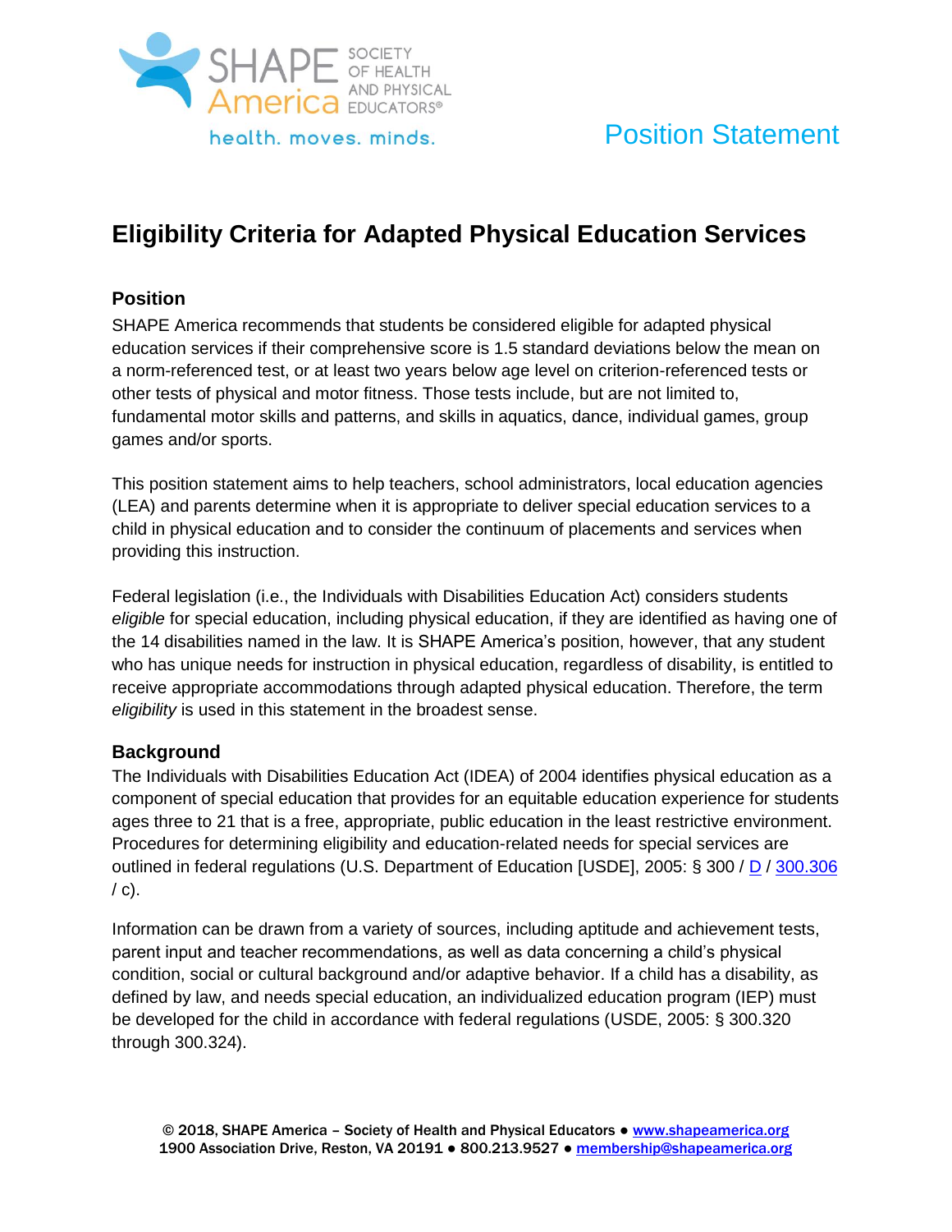Position Statement

# Eligibility Criteria for Adapted Physical Education Services

## Position

SHAPE America recommends that students be considered eligible for adapted physical education services if their comprehensive score is 1.5 standard deviations below the mean on a norm-referenced test, or at least two years below age level on criterion-referenced tests or other tests of physical and motor fitness. Those tests include, but are not limited to, fundamental motor skills and patterns, and skills in aquatics, dance, individual games, group games and/or sports.

This position statement aims to help teachers, school administrators, local education agencies (LEA) and parents determine when it is appropriate to deliver special education services to a child in physical education and to consider the continuum of placements and services when providing this instruction.

Federal legislation (i.e., the Individuals with Disabilities Education Act) considers students *eligible* for special education, including physical education, if they are identified as having one of the 14 disabilities named in the law. It is SHAPE America's position, however, that any student who has unique needs for instruction in physical education, regardless of disability, is entitled to receive appropriate accommodations through adapted physical education. Therefore, the term *eligibility* is used in this statement in the broadest sense.

## Background

The Individuals with Disabilities Education Act (IDEA) of 2004 identifies physical education as a component of special education that provides for an equitable education experience for students ages three to 21 that is a free, appropriate, public education in the least restrictive environment. Procedures for determining eligibility and education-related needs for special services are outlined in federal regulations (U.S. Department of Education [USDE], 2005: § 300 / D / 300.306 / c).

Information can be drawn from a variety of sources, including aptitude and achievement tests, parent input and teacher recommendations, as well as data concerning a child's physical condition, social or cultural background and/or adaptive behavior. If a child has a disability, as defined by law, and needs special education, an individualized education program (IEP) must be developed for the child in accordance with federal regulations (USDE, 2005: § 300.320 through 300.324).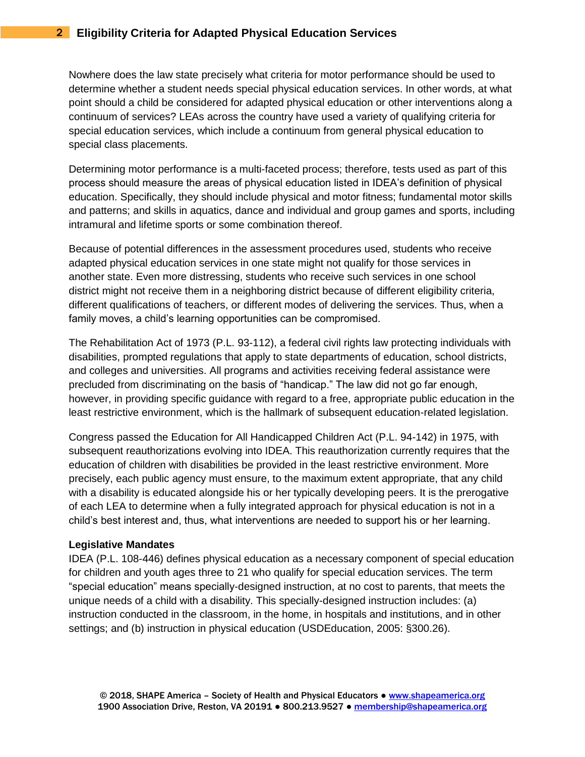Nowhere does the law state precisely what criteria for motor performance should be used to determine whether a student needs special physical education services. In other words, at what point should a child be considered for adapted physical education or other interventions along a continuum of services? LEAs across the country have used a variety of qualifying criteria for special education services, which include a continuum from general physical education to special class placements.

Determining motor performance is a multi-faceted process; therefore, tests used as part of this process should measure the areas of physical education listed in IDEA's definition of physical education. Specifically, they should include physical and motor fitness; fundamental motor skills and patterns; and skills in aquatics, dance and individual and group games and sports, including intramural and lifetime sports or some combination thereof.

Because of potential differences in the assessment procedures used, students who receive adapted physical education services in one state might not qualify for those services in another state. Even more distressing, students who receive such services in one school district might not receive them in a neighboring district because of different eligibility criteria, different qualifications of teachers, or different modes of delivering the services. Thus, when a family moves, a child's learning opportunities can be compromised.

The Rehabilitation Act of 1973 (P.L. 93-112), a federal civil rights law protecting individuals with disabilities, prompted regulations that apply to state departments of education, school districts, and colleges and universities. All programs and activities receiving federal assistance were precluded from discriminating on the basis of "handicap." The law did not go far enough, however, in providing specific guidance with regard to a free, appropriate public education in the least restrictive environment, which is the hallmark of subsequent education-related legislation.

Congress passed the Education for All Handicapped Children Act (P.L. 94-142) in 1975, with subsequent reauthorizations evolving into IDEA. This reauthorization currently requires that the education of children with disabilities be provided in the least restrictive environment. More precisely, each public agency must ensure, to the maximum extent appropriate, that any child with a disability is educated alongside his or her typically developing peers. It is the prerogative of each LEA to determine when a fully integrated approach for physical education is not in a child's best interest and, thus, what interventions are needed to support his or her learning.

### Legislative Mandates

IDEA (P.L. 108-446) defines physical education as a necessary component of special education for children and youth ages three to 21 who qualify for special education services. The term "special education" means specially-designed instruction, at no cost to parents, that meets the unique needs of a child with a disability. This specially-designed instruction includes: (a) instruction conducted in the classroom, in the home, in hospitals and institutions, and in other settings; and (b) instruction in physical education (USDEducation, 2005: §300.26).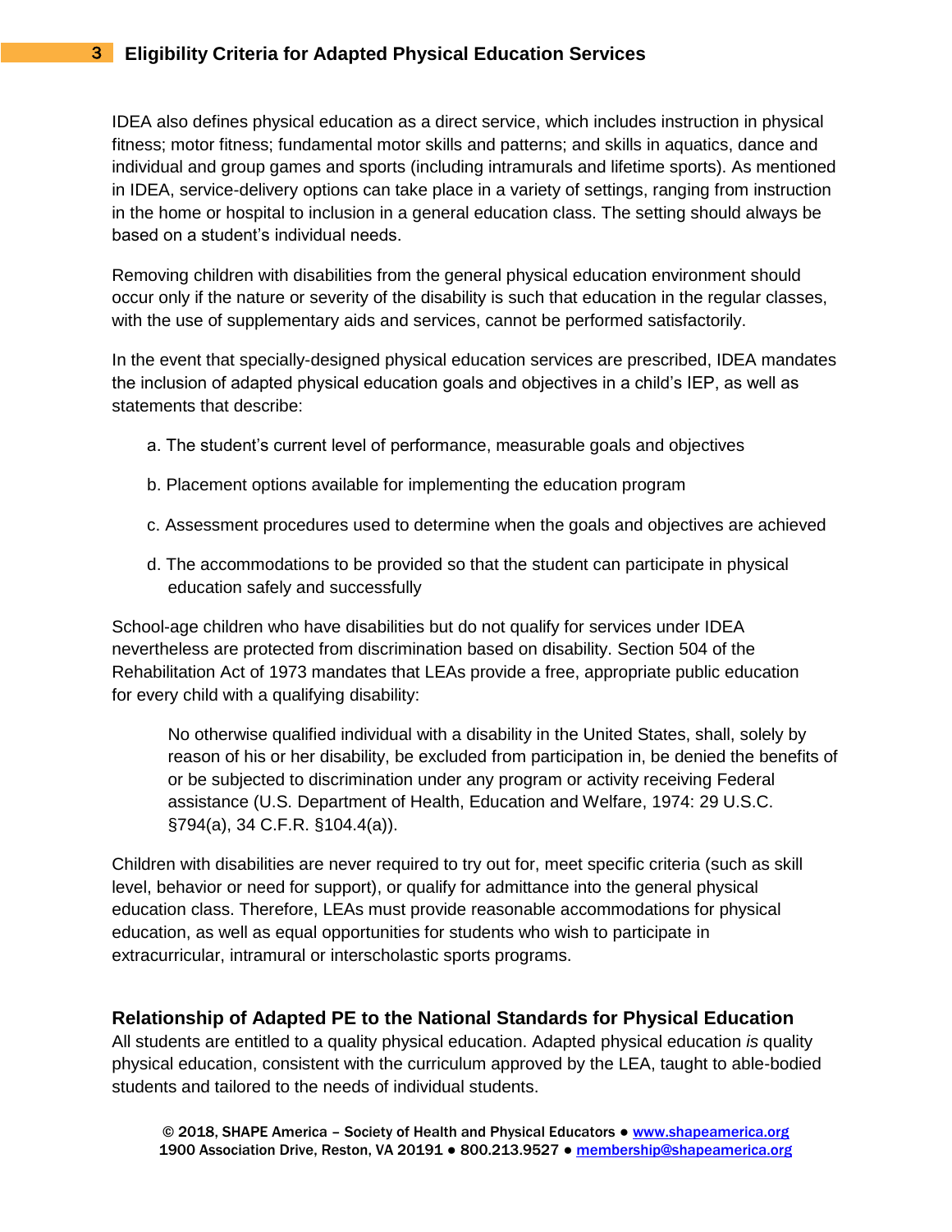IDEA also defines physical education as a direct service, which includes instruction in physical fitness; motor fitness; fundamental motor skills and patterns; and skills in aquatics, dance and individual and group games and sports (including intramurals and lifetime sports). As mentioned in IDEA, service-delivery options can take place in a variety of settings, ranging from instruction in the home or hospital to inclusion in a general education class. The setting should always be based on a student's individual needs.

Removing children with disabilities from the general physical education environment should occur only if the nature or severity of the disability is such that education in the regular classes, with the use of supplementary aids and services, cannot be performed satisfactorily.

In the event that specially-designed physical education services are prescribed, IDEA mandates the inclusion of adapted physical education goals and objectives in a child's IEP, as well as statements that describe:

a. The student's current level of performance, measurable goals and objectives

b. Placement options available for implementing the education program

c. Assessment procedures used to determine when the goals and objectives are achieved

d. The accommodations to be provided so that the student can participate in physical education safely and successfully

School-age children who have disabilities but do not qualify for services under IDEA nevertheless are protected from discrimination based on disability. Section 504 of the Rehabilitation Act of 1973 mandates that LEAs provide a free, appropriate public education for every child with a qualifying disability:

> No otherwise qualified individual with a disability in the United States, shall, solely by reason of his or her disability, be excluded from participation in, be denied the benefits of or be subjected to discrimination under any program or activity receiving Federal assistance (U.S. Department of Health, Education and Welfare, 1974: 29 U.S.C. §794(a), 34 C.F.R. §104.4(a)).

Children with disabilities are never required to try out for, meet specific criteria (such as skill level, behavior or need for support), or qualify for admittance into the general physical education class. Therefore, LEAs must provide reasonable accommodations for physical education, as well as equal opportunities for students who wish to participate in extracurricular, intramural or interscholastic sports programs.

## Relationship of Adapted PE to the National Standards for Physical Education

All students are entitled to a quality physical education. Adapted physical education *is* quality physical education, consistent with the curriculum approved by the LEA, taught to able-bodied students and tailored to the needs of individual students.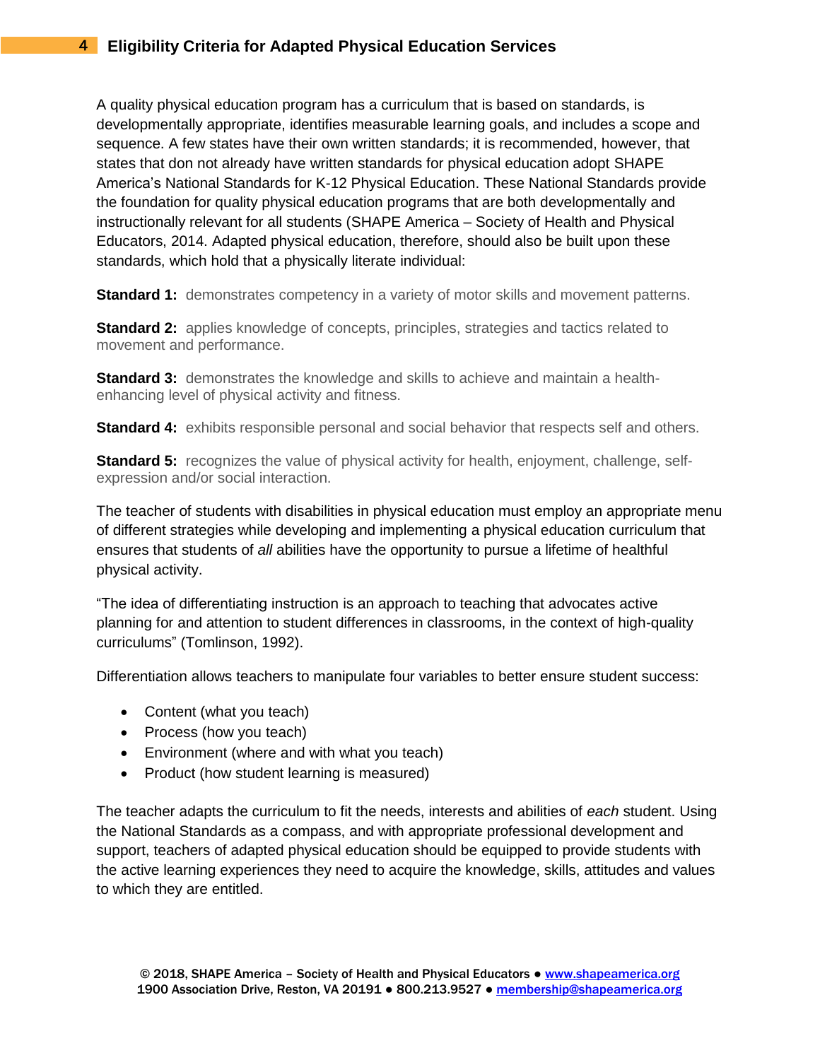A quality physical education program has a curriculum that is based on standards, is developmentally appropriate, identifies measurable learning goals, and includes a scope and sequence. A few states have their own written standards; it is recommended, however, that states that don not already have written standards for physical education adopt SHAPE America's National Standards for K-12 Physical Education. These National Standards provide the foundation for quality physical education programs that are both developmentally and instructionally relevant for all students (SHAPE America – Society of Health and Physical Educators, 2014. Adapted physical education, therefore, should also be built upon these standards, which hold that a physically literate individual:

**Standard 1:** demonstrates competency in a variety of motor skills and movement patterns.

**Standard 2:** applies knowledge of concepts, principles, strategies and tactics related to movement and performance.

**Standard 3:** demonstrates the knowledge and skills to achieve and maintain a health-enhancing level of physical activity and fitness.

**Standard 4:** exhibits responsible personal and social behavior that respects self and others.

**Standard 5:** recognizes the value of physical activity for health, enjoyment, challenge, self-expression and/or social interaction.

The teacher of students with disabilities in physical education must employ an appropriate menu of different strategies while developing and implementing a physical education curriculum that ensures that students of *all* abilities have the opportunity to pursue a lifetime of healthful physical activity.

"The idea of differentiating instruction is an approach to teaching that advocates active planning for and attention to student differences in classrooms, in the context of high-quality curriculums" (Tomlinson, 1992).

Differentiation allows teachers to manipulate four variables to better ensure student success:

- Content (what you teach)
- Process (how you teach)
- Environment (where and with what you teach)
- Product (how student learning is measured)

The teacher adapts the curriculum to fit the needs, interests and abilities of *each* student. Using the National Standards as a compass, and with appropriate professional development and support, teachers of adapted physical education should be equipped to provide students with the active learning experiences they need to acquire the knowledge, skills, attitudes and values to which they are entitled.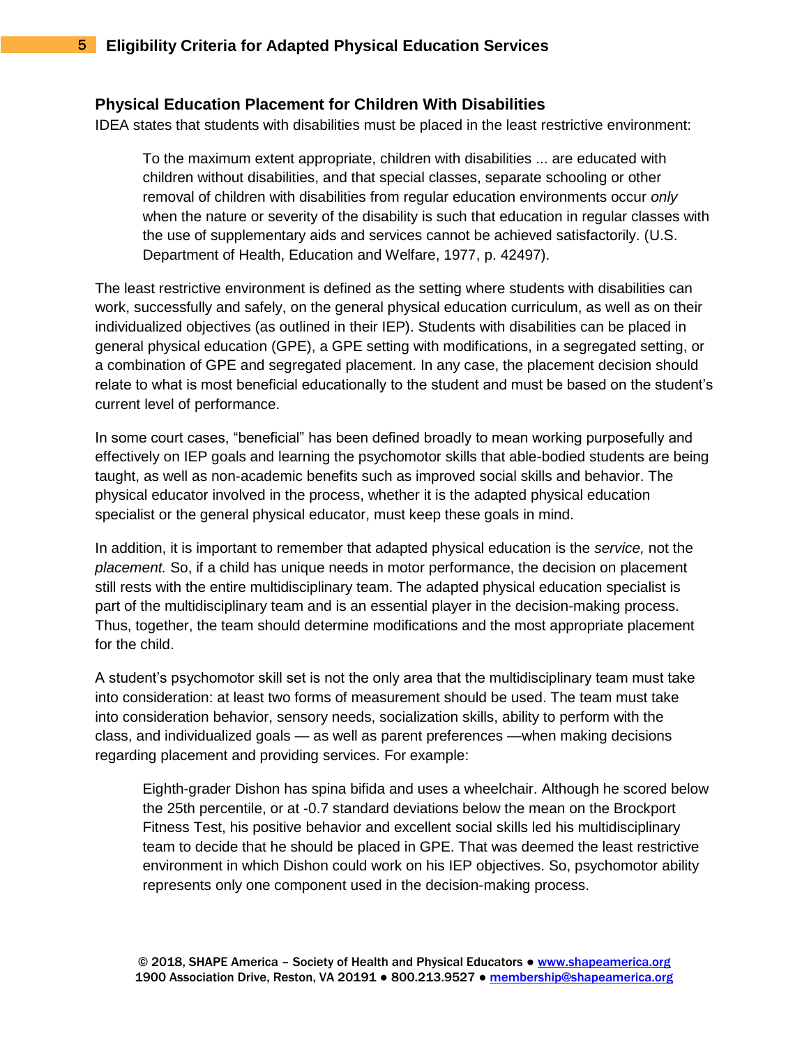## Physical Education Placement for Children With Disabilities

IDEA states that students with disabilities must be placed in the least restrictive environment:

> To the maximum extent appropriate, children with disabilities ... are educated with children without disabilities, and that special classes, separate schooling or other removal of children with disabilities from regular education environments occur *only* when the nature or severity of the disability is such that education in regular classes with the use of supplementary aids and services cannot be achieved satisfactorily. (U.S. Department of Health, Education and Welfare, 1977, p. 42497).

The least restrictive environment is defined as the setting where students with disabilities can work, successfully and safely, on the general physical education curriculum, as well as on their individualized objectives (as outlined in their IEP). Students with disabilities can be placed in general physical education (GPE), a GPE setting with modifications, in a segregated setting, or a combination of GPE and segregated placement. In any case, the placement decision should relate to what is most beneficial educationally to the student and must be based on the student's current level of performance.

In some court cases, "beneficial" has been defined broadly to mean working purposefully and effectively on IEP goals and learning the psychomotor skills that able-bodied students are being taught, as well as non-academic benefits such as improved social skills and behavior. The physical educator involved in the process, whether it is the adapted physical education specialist or the general physical educator, must keep these goals in mind.

In addition, it is important to remember that adapted physical education is the *service,* not the *placement.* So, if a child has unique needs in motor performance, the decision on placement still rests with the entire multidisciplinary team. The adapted physical education specialist is part of the multidisciplinary team and is an essential player in the decision-making process. Thus, together, the team should determine modifications and the most appropriate placement for the child.

A student's psychomotor skill set is not the only area that the multidisciplinary team must take into consideration: at least two forms of measurement should be used. The team must take into consideration behavior, sensory needs, socialization skills, ability to perform with the class, and individualized goals — as well as parent preferences —when making decisions regarding placement and providing services. For example:

> Eighth-grader Dishon has spina bifida and uses a wheelchair. Although he scored below the 25th percentile, or at -0.7 standard deviations below the mean on the Brockport Fitness Test, his positive behavior and excellent social skills led his multidisciplinary team to decide that he should be placed in GPE. That was deemed the least restrictive environment in which Dishon could work on his IEP objectives. So, psychomotor ability represents only one component used in the decision-making process.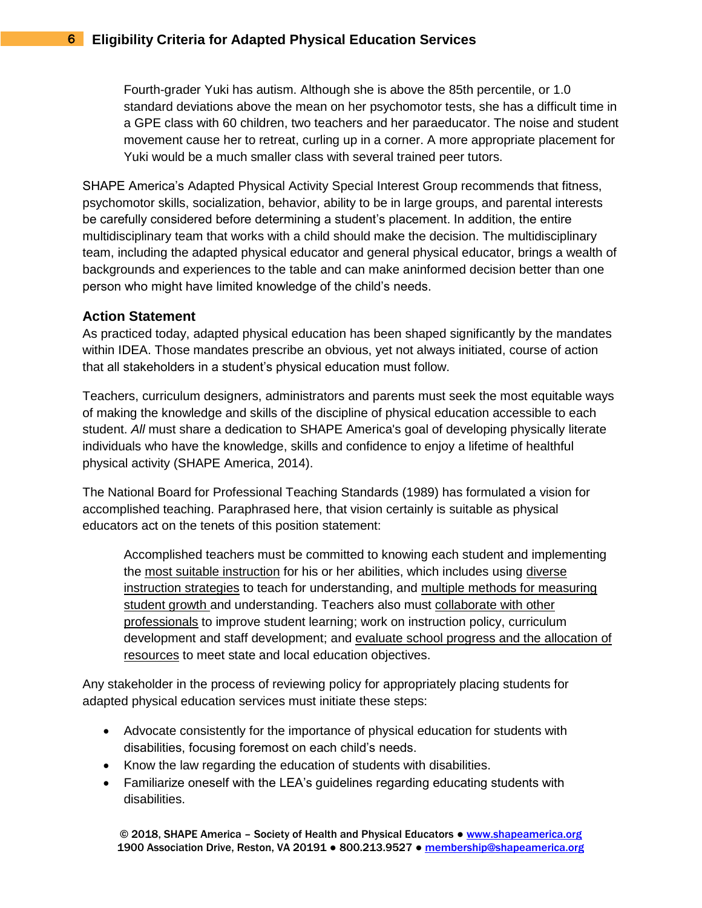> Fourth-grader Yuki has autism. Although she is above the 85th percentile, or 1.0 standard deviations above the mean on her psychomotor tests, she has a difficult time in a GPE class with 60 children, two teachers and her paraeducator. The noise and student movement cause her to retreat, curling up in a corner. A more appropriate placement for Yuki would be a much smaller class with several trained peer tutors.

SHAPE America's Adapted Physical Activity Special Interest Group recommends that fitness, psychomotor skills, socialization, behavior, ability to be in large groups, and parental interests be carefully considered before determining a student's placement. In addition, the entire multidisciplinary team that works with a child should make the decision. The multidisciplinary team, including the adapted physical educator and general physical educator, brings a wealth of backgrounds and experiences to the table and can make aninformed decision better than one person who might have limited knowledge of the child's needs.

### Action Statement

As practiced today, adapted physical education has been shaped significantly by the mandates within IDEA. Those mandates prescribe an obvious, yet not always initiated, course of action that all stakeholders in a student's physical education must follow.

Teachers, curriculum designers, administrators and parents must seek the most equitable ways of making the knowledge and skills of the discipline of physical education accessible to each student. *All* must share a dedication to SHAPE America's goal of developing physically literate individuals who have the knowledge, skills and confidence to enjoy a lifetime of healthful physical activity (SHAPE America, 2014).

The National Board for Professional Teaching Standards (1989) has formulated a vision for accomplished teaching. Paraphrased here, that vision certainly is suitable as physical educators act on the tenets of this position statement:

> Accomplished teachers must be committed to knowing each student and implementing the <u>most suitable instruction</u> for his or her abilities, which includes using <u>diverse instruction strategies</u> to teach for understanding, and <u>multiple methods for measuring student growth</u> and understanding. Teachers also must <u>collaborate with other professionals</u> to improve student learning; work on instruction policy, curriculum development and staff development; and <u>evaluate school progress and the allocation of resources</u> to meet state and local education objectives.

Any stakeholder in the process of reviewing policy for appropriately placing students for adapted physical education services must initiate these steps:

- Advocate consistently for the importance of physical education for students with disabilities, focusing foremost on each child's needs.
- Know the law regarding the education of students with disabilities.
- Familiarize oneself with the LEA's guidelines regarding educating students with disabilities.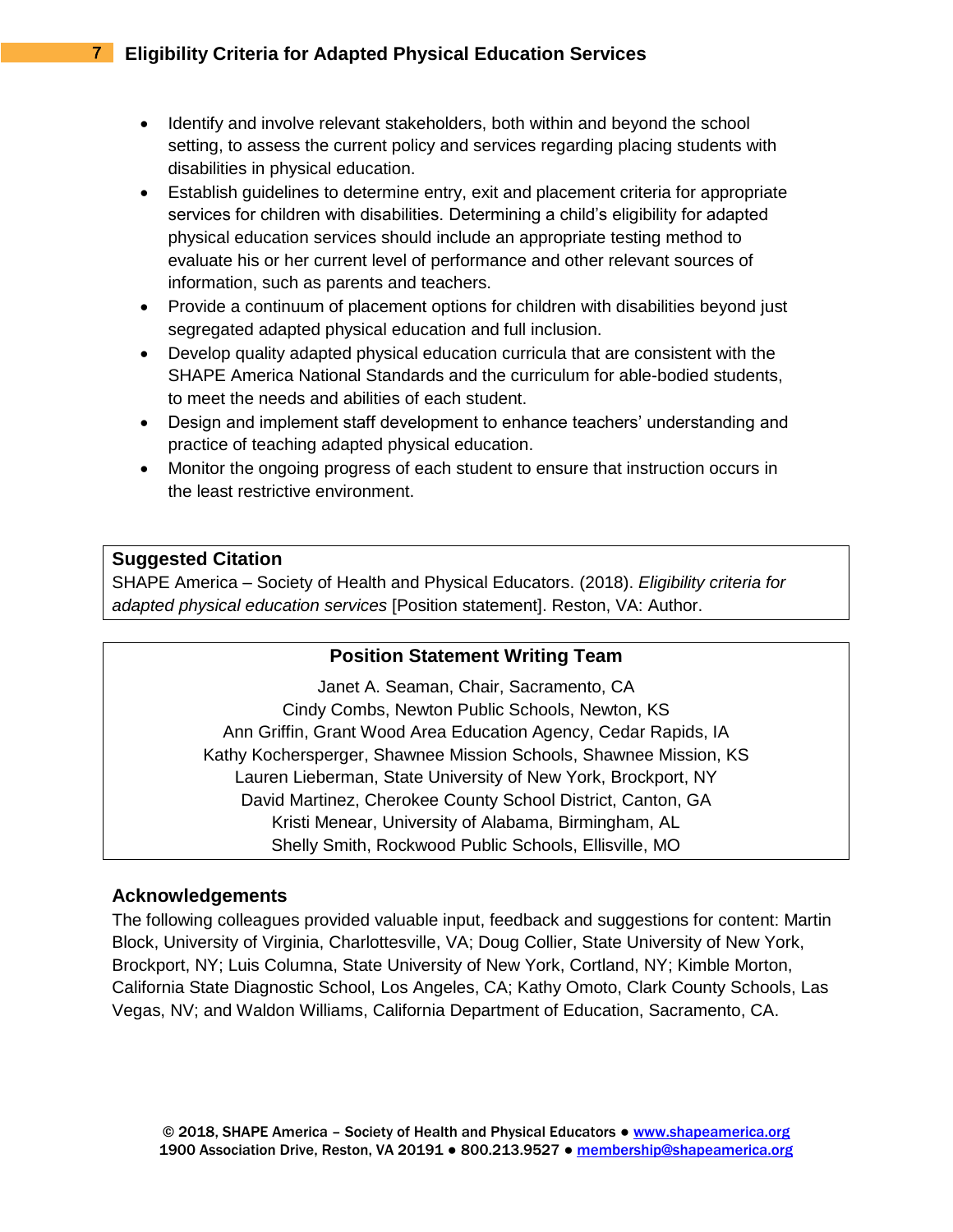- Identify and involve relevant stakeholders, both within and beyond the school setting, to assess the current policy and services regarding placing students with disabilities in physical education.
- Establish guidelines to determine entry, exit and placement criteria for appropriate services for children with disabilities. Determining a child's eligibility for adapted physical education services should include an appropriate testing method to evaluate his or her current level of performance and other relevant sources of information, such as parents and teachers.
- Provide a continuum of placement options for children with disabilities beyond just segregated adapted physical education and full inclusion.
- Develop quality adapted physical education curricula that are consistent with the SHAPE America National Standards and the curriculum for able-bodied students, to meet the needs and abilities of each student.
- Design and implement staff development to enhance teachers' understanding and practice of teaching adapted physical education.
- Monitor the ongoing progress of each student to ensure that instruction occurs in the least restrictive environment.

**Suggested Citation**
SHAPE America – Society of Health and Physical Educators. (2018). *Eligibility criteria for adapted physical education services* [Position statement]. Reston, VA: Author.

**Position Statement Writing Team**

Janet A. Seaman, Chair, Sacramento, CA
Cindy Combs, Newton Public Schools, Newton, KS
Ann Griffin, Grant Wood Area Education Agency, Cedar Rapids, IA
Kathy Kochersperger, Shawnee Mission Schools, Shawnee Mission, KS
Lauren Lieberman, State University of New York, Brockport, NY
David Martinez, Cherokee County School District, Canton, GA
Kristi Menear, University of Alabama, Birmingham, AL
Shelly Smith, Rockwood Public Schools, Ellisville, MO

## Acknowledgements

The following colleagues provided valuable input, feedback and suggestions for content: Martin Block, University of Virginia, Charlottesville, VA; Doug Collier, State University of New York, Brockport, NY; Luis Columna, State University of New York, Cortland, NY; Kimble Morton, California State Diagnostic School, Los Angeles, CA; Kathy Omoto, Clark County Schools, Las Vegas, NV; and Waldon Williams, California Department of Education, Sacramento, CA.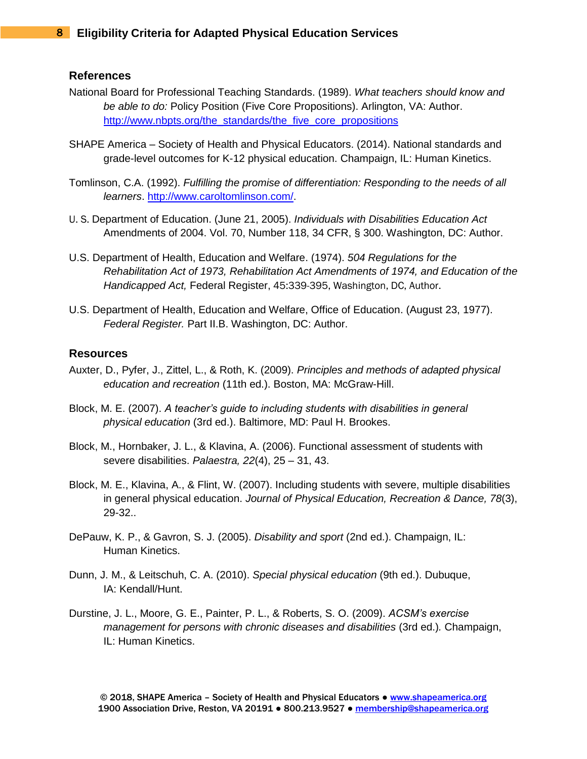## References

National Board for Professional Teaching Standards. (1989). *What teachers should know and be able to do:* Policy Position (Five Core Propositions). Arlington, VA: Author. http://www.nbpts.org/the_standards/the_five_core_propositions

SHAPE America – Society of Health and Physical Educators. (2014). National standards and grade-level outcomes for K-12 physical education. Champaign, IL: Human Kinetics.

Tomlinson, C.A. (1992). *Fulfilling the promise of differentiation: Responding to the needs of all learners*. http://www.caroltomlinson.com/.

U. S. Department of Education. (June 21, 2005). *Individuals with Disabilities Education Act* Amendments of 2004. Vol. 70, Number 118, 34 CFR, § 300. Washington, DC: Author.

U.S. Department of Health, Education and Welfare. (1974). *504 Regulations for the Rehabilitation Act of 1973, Rehabilitation Act Amendments of 1974, and Education of the Handicapped Act,* Federal Register, 45:339-395, Washington, DC, Author.

U.S. Department of Health, Education and Welfare, Office of Education. (August 23, 1977). *Federal Register.* Part II.B. Washington, DC: Author.

## Resources

Auxter, D., Pyfer, J., Zittel, L., & Roth, K. (2009). *Principles and methods of adapted physical education and recreation* (11th ed.). Boston, MA: McGraw-Hill.

Block, M. E. (2007). *A teacher's guide to including students with disabilities in general physical education* (3rd ed.). Baltimore, MD: Paul H. Brookes.

Block, M., Hornbaker, J. L., & Klavina, A. (2006). Functional assessment of students with severe disabilities. *Palaestra, 22*(4), 25 – 31, 43.

Block, M. E., Klavina, A., & Flint, W. (2007). Including students with severe, multiple disabilities in general physical education. *Journal of Physical Education, Recreation & Dance, 78*(3), 29-32..

DePauw, K. P., & Gavron, S. J. (2005). *Disability and sport* (2nd ed.). Champaign, IL: Human Kinetics.

Dunn, J. M., & Leitschuh, C. A. (2010). *Special physical education* (9th ed.). Dubuque, IA: Kendall/Hunt.

Durstine, J. L., Moore, G. E., Painter, P. L., & Roberts, S. O. (2009). *ACSM's exercise management for persons with chronic diseases and disabilities* (3rd ed.). Champaign, IL: Human Kinetics.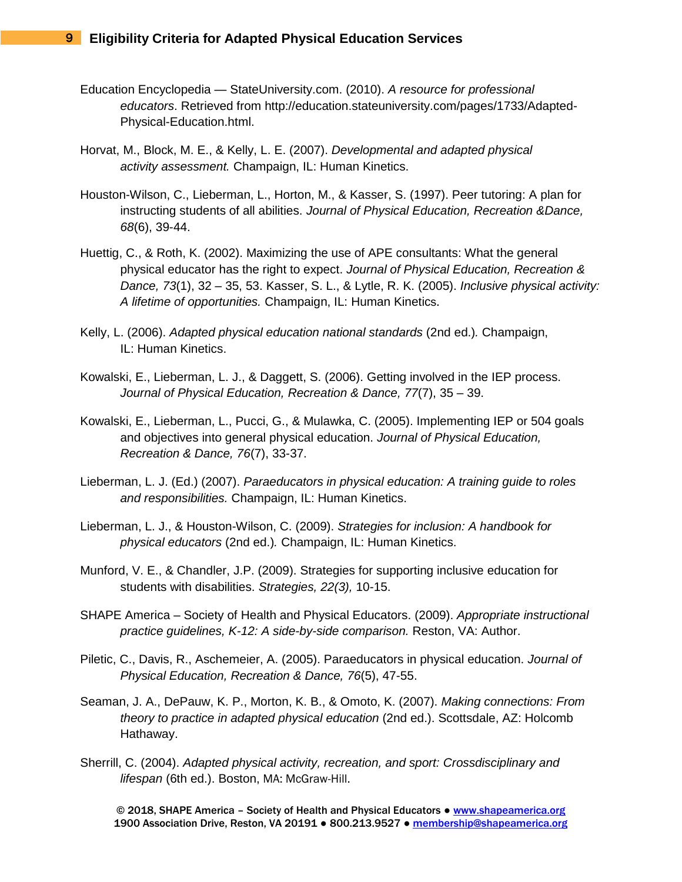Education Encyclopedia — StateUniversity.com. (2010). *A resource for professional educators*. Retrieved from http://education.stateuniversity.com/pages/1733/Adapted-Physical-Education.html.

Horvat, M., Block, M. E., & Kelly, L. E. (2007). *Developmental and adapted physical activity assessment.* Champaign, IL: Human Kinetics.

Houston-Wilson, C., Lieberman, L., Horton, M., & Kasser, S. (1997). Peer tutoring: A plan for instructing students of all abilities. *Journal of Physical Education, Recreation &Dance, 68*(6), 39-44.

Huettig, C., & Roth, K. (2002). Maximizing the use of APE consultants: What the general physical educator has the right to expect. *Journal of Physical Education, Recreation & Dance, 73*(1), 32 – 35, 53. Kasser, S. L., & Lytle, R. K. (2005). *Inclusive physical activity: A lifetime of opportunities.* Champaign, IL: Human Kinetics.

Kelly, L. (2006). *Adapted physical education national standards* (2nd ed.)*.* Champaign, IL: Human Kinetics.

Kowalski, E., Lieberman, L. J., & Daggett, S. (2006). Getting involved in the IEP process. *Journal of Physical Education, Recreation & Dance, 77*(7), 35 – 39.

Kowalski, E., Lieberman, L., Pucci, G., & Mulawka, C. (2005). Implementing IEP or 504 goals and objectives into general physical education. *Journal of Physical Education, Recreation & Dance, 76*(7), 33-37.

Lieberman, L. J. (Ed.) (2007). *Paraeducators in physical education: A training guide to roles and responsibilities.* Champaign, IL: Human Kinetics.

Lieberman, L. J., & Houston-Wilson, C. (2009). *Strategies for inclusion: A handbook for physical educators* (2nd ed.)*.* Champaign, IL: Human Kinetics.

Munford, V. E., & Chandler, J.P. (2009). Strategies for supporting inclusive education for students with disabilities. *Strategies, 22(3),* 10-15.

SHAPE America – Society of Health and Physical Educators. (2009). *Appropriate instructional practice guidelines, K-12: A side-by-side comparison.* Reston, VA: Author.

Piletic, C., Davis, R., Aschemeier, A. (2005). Paraeducators in physical education. *Journal of Physical Education, Recreation & Dance, 76*(5), 47-55.

Seaman, J. A., DePauw, K. P., Morton, K. B., & Omoto, K. (2007). *Making connections: From theory to practice in adapted physical education* (2nd ed.). Scottsdale, AZ: Holcomb Hathaway.

Sherrill, C. (2004). *Adapted physical activity, recreation, and sport: Crossdisciplinary and lifespan* (6th ed.). Boston, MA: McGraw-Hill.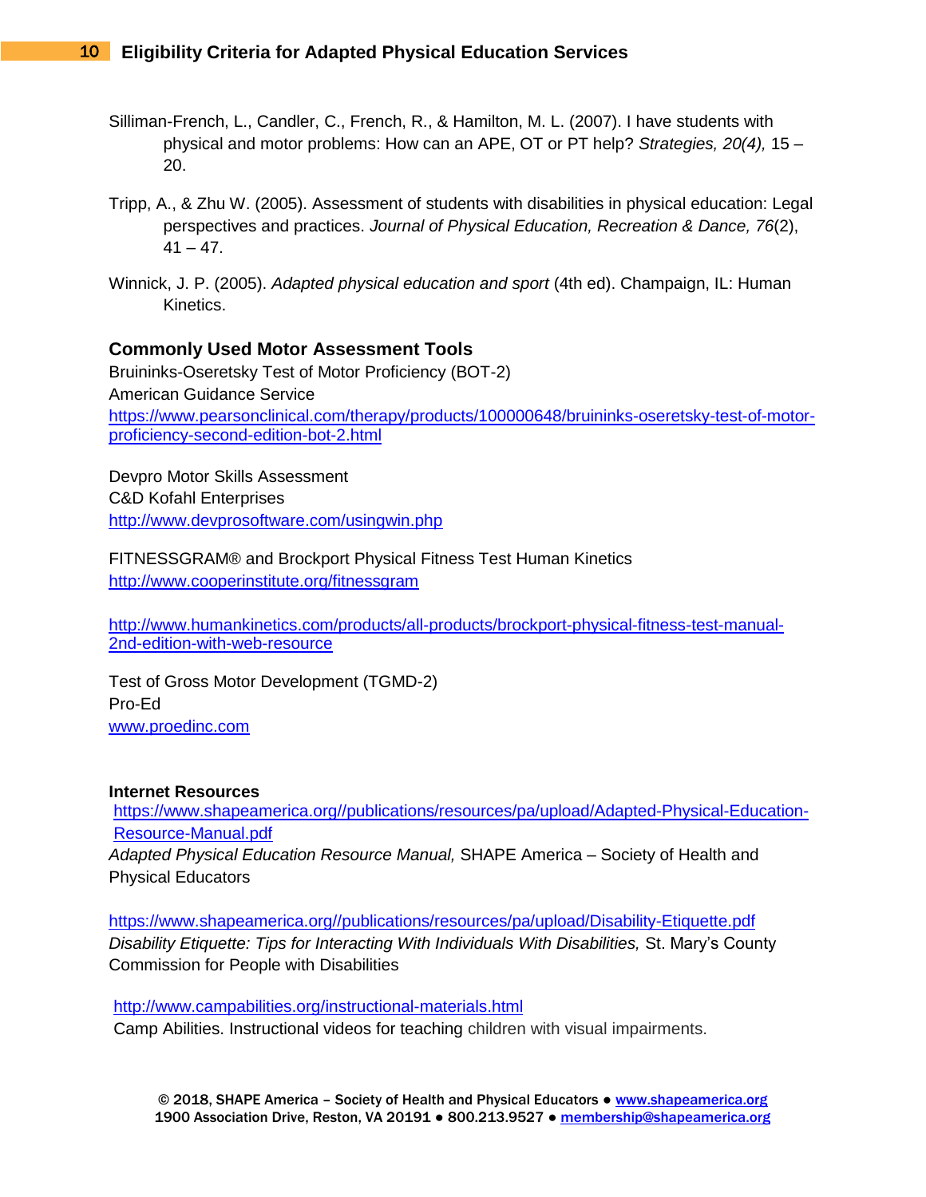Silliman-French, L., Candler, C., French, R., & Hamilton, M. L. (2007). I have students with physical and motor problems: How can an APE, OT or PT help? *Strategies, 20(4),* 15 – 20.

Tripp, A., & Zhu W. (2005). Assessment of students with disabilities in physical education: Legal perspectives and practices. *Journal of Physical Education, Recreation & Dance, 76*(2), 41 – 47.

Winnick, J. P. (2005). *Adapted physical education and sport* (4th ed). Champaign, IL: Human Kinetics.

## Commonly Used Motor Assessment Tools

Bruininks-Oseretsky Test of Motor Proficiency (BOT-2)
American Guidance Service
https://www.pearsonclinical.com/therapy/products/100000648/bruininks-oseretsky-test-of-motor-proficiency-second-edition-bot-2.html

Devpro Motor Skills Assessment
C&D Kofahl Enterprises
http://www.devprosoftware.com/usingwin.php

FITNESSGRAM® and Brockport Physical Fitness Test Human Kinetics
http://www.cooperinstitute.org/fitnessgram

http://www.humankinetics.com/products/all-products/brockport-physical-fitness-test-manual-2nd-edition-with-web-resource

Test of Gross Motor Development (TGMD-2)
Pro-Ed
www.proedinc.com

## Internet Resources

https://www.shapeamerica.org//publications/resources/pa/upload/Adapted-Physical-Education-Resource-Manual.pdf
*Adapted Physical Education Resource Manual,* SHAPE America – Society of Health and Physical Educators

https://www.shapeamerica.org//publications/resources/pa/upload/Disability-Etiquette.pdf
*Disability Etiquette: Tips for Interacting With Individuals With Disabilities,* St. Mary's County Commission for People with Disabilities

http://www.campabilities.org/instructional-materials.html
Camp Abilities. Instructional videos for teaching children with visual impairments.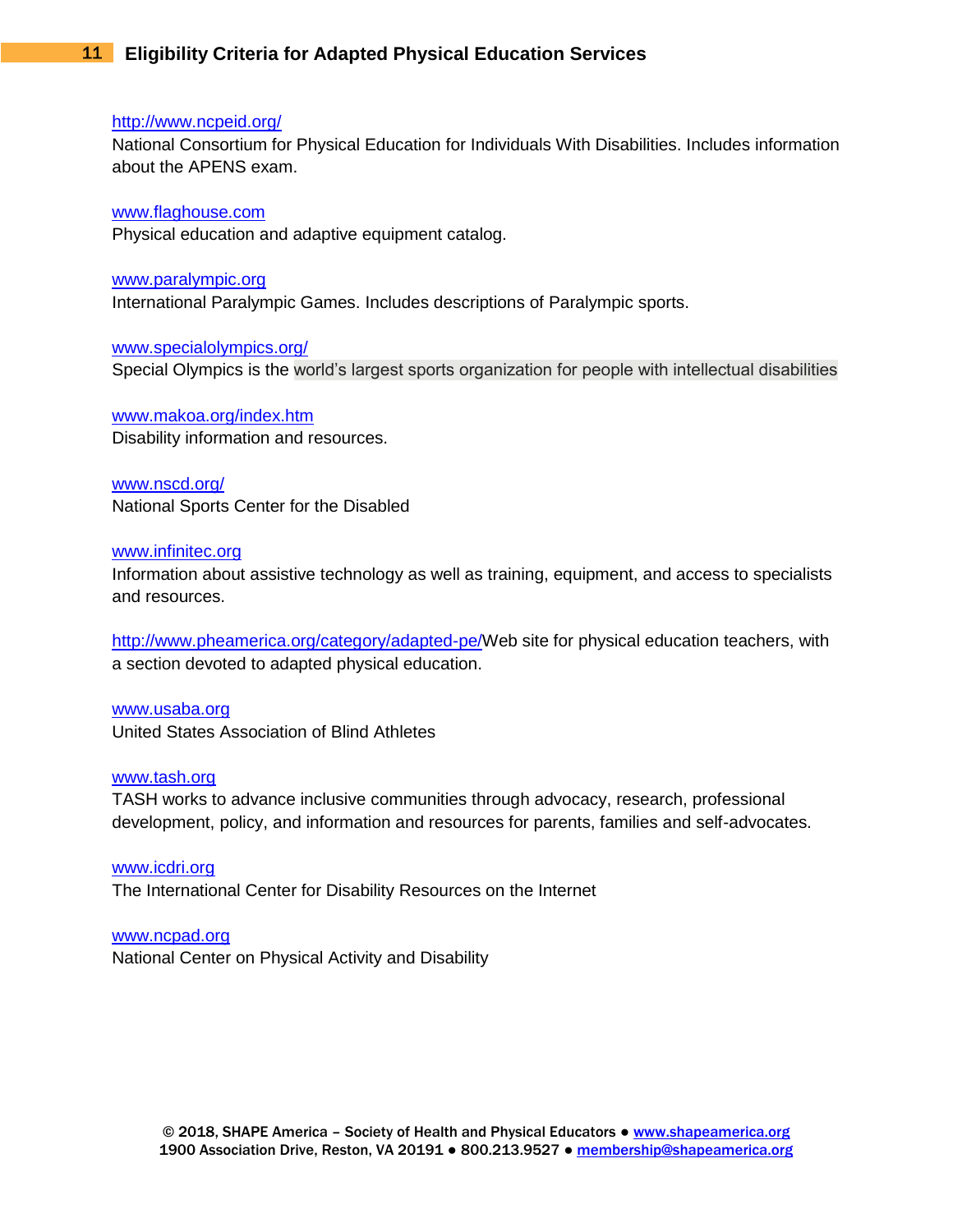http://www.ncpeid.org/
National Consortium for Physical Education for Individuals With Disabilities. Includes information about the APENS exam.

www.flaghouse.com
Physical education and adaptive equipment catalog.

www.paralympic.org
International Paralympic Games. Includes descriptions of Paralympic sports.

www.specialolympics.org/
Special Olympics is the world's largest sports organization for people with intellectual disabilities

www.makoa.org/index.htm
Disability information and resources.

www.nscd.org/
National Sports Center for the Disabled

www.infinitec.org
Information about assistive technology as well as training, equipment, and access to specialists and resources.

http://www.pheamerica.org/category/adapted-pe/Web site for physical education teachers, with a section devoted to adapted physical education.

www.usaba.org
United States Association of Blind Athletes

www.tash.org
TASH works to advance inclusive communities through advocacy, research, professional development, policy, and information and resources for parents, families and self-advocates.

www.icdri.org
The International Center for Disability Resources on the Internet

www.ncpad.org
National Center on Physical Activity and Disability